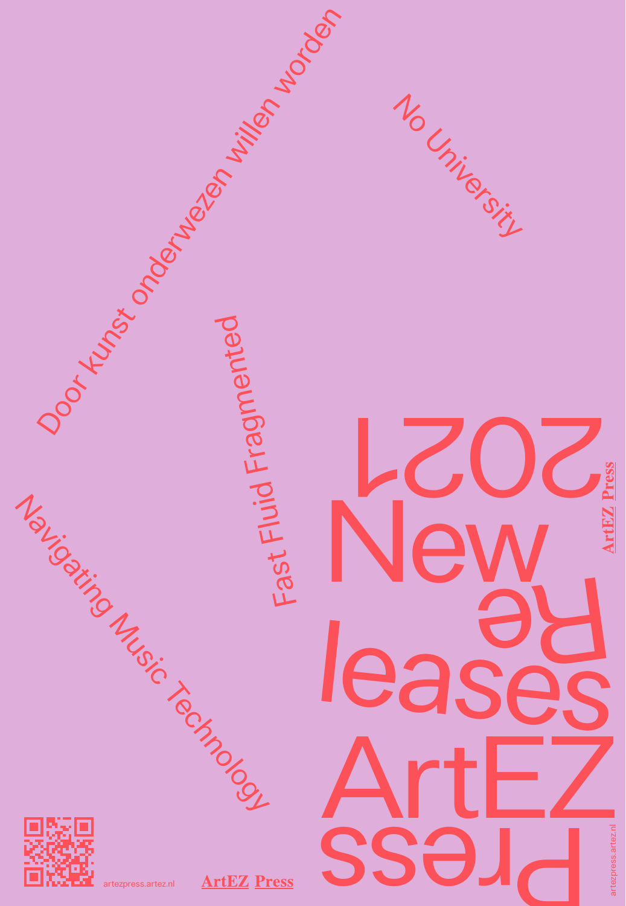# ArtEZ Press New Releases 2021

Door kunst onderwezen willen worden

No University

Fast Fluid Fragmented

Navigating Music Technology

artezpress.artez.nl

**ArtEZ Press**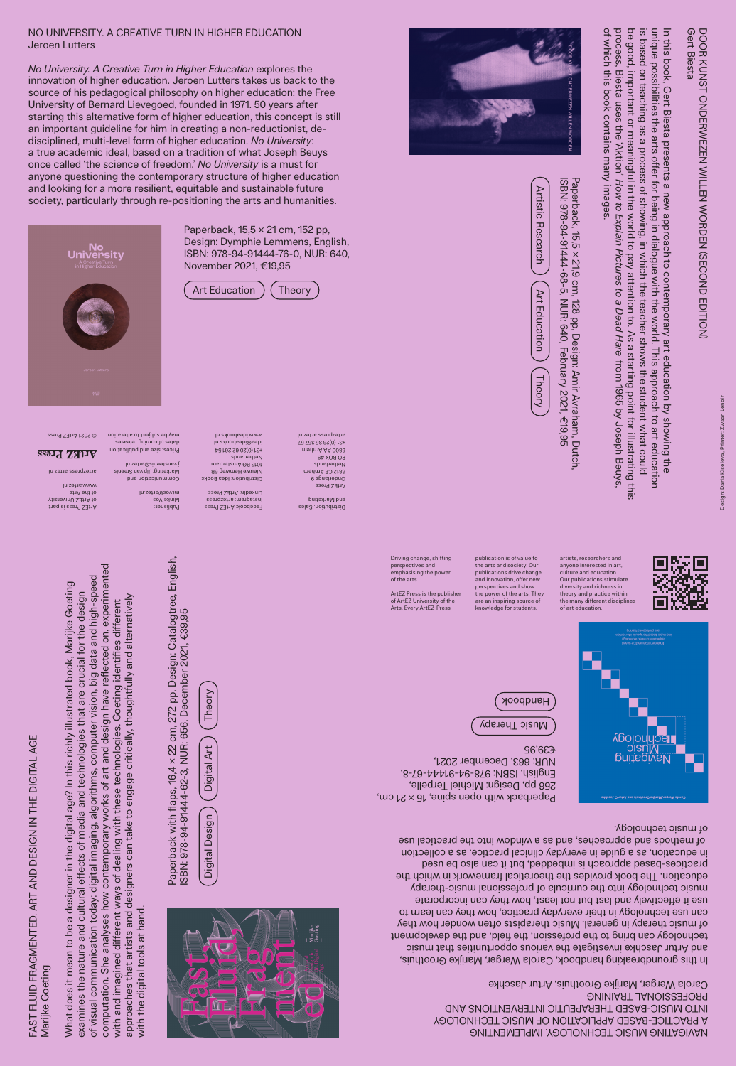# NO UNIVERSITY. A CREATIVE TURN IN HIGHER EDUCATION

Jeroen Lutters

*No University. A Creative Turn in Higher Education* explores the innovation of higher education. Jeroen Lutters takes us back to the source of his pedagogical philosophy on higher education: the Free University of Bernard Lievegoed, founded in 1971. 50 years after starting this alternative form of higher education, this concept is still an important guideline for him in creating a non-reductionist, de-disciplined, multi-level form of higher education. *No University*: a true academic ideal, based on a tradition of what Joseph Beuys once called 'the science of freedom.' *No University* is a must for anyone questioning the contemporary structure of higher education and looking for a more resilient, equitable and sustainable future society, particularly through re-positioning the arts and humanities.

Paperback, 15,5 × 21 cm, 152 pp, Design: Dymphie Lemmens, English, ISBN: 978-94-91444-76-0, NUR: 640, November 2021, €19,95

Art Education | Theory

# DOOR KUNST ONDERWEZEN WILLEN WORDEN (SECOND EDITION)

Gert Biesta

In this book, Gert Biesta presents a new approach to contemporary art education by showing the unique possibilities the arts offer for being in dialogue with the world. This approach to art education is based on teaching as a process of showing, in which the teacher shows the student what could be good, important or meaningful in the world to pay attention to. As a starting point for illustrating this process, Biesta uses the 'Aktion' *How to Explain Pictures to a Dead Hare* from 1965 by Joseph Beuys, of which this book contains many images.

Paperback, 15,5 × 21,9 cm, 128 pp, Design: Amir Avraham, Dutch, ISBN: 978-94-91444-68-5, NUR: 640, February 2021, €19,95

Artistic Research | Art Education | Theory

# FAST FLUID FRAGMENTED. ART AND DESIGN IN THE DIGITAL AGE

Marijke Goeting

What does it mean to be a designer in the digital age? In this richly illustrated book, Marijke Goeting examines the nature and cultural effects of media and technologies that are crucial for the design of visual communication today: digital imaging, algorithms, computer vision, big data and high-speed computation. She analyses how contemporary works of art and design have reflected on, experimented with and imagined different ways of dealing with these technologies. Goeting identifies different approaches that artists and designers can take to engage critically, thoughtfully and alternatively with the digital tools at hand.

Paperback with flaps, 16,4 × 22 cm, 272 pp, Design: Catalogtree, English, ISBN: 978-94-91444-62-3, NUR: 656, December 2021, €39,95

Digital Design | Digital Art | Theory

# NAVIGATING MUSIC TECHNOLOGY. IMPLEMENTING A PRACTICE-BASED APPLICATION OF MUSIC TECHNOLOGY INTO MUSIC-BASED THERAPEUTIC INTERVENTIONS AND PROFESSIONAL TRAINING

Carola Werger, Marijke Groothuis, Artur Jaschke

In this groundbreaking handbook, Carola Werger, Marijke Groothuis, and Artur Jaschke investigate the various opportunities that music technology can bring to the profession, the field, and the development of music therapy in general. Music therapists often wonder how they can use technology in their everyday practice, how they can learn to use it effectively and last but not least, how they can incorporate music technology into the curricula of professional music-therapy education. The book provides the theoretical framework in which the practices-based approach is imbedded, but it can also be used in education, as a guide in everyday clinical practice, as a collection of methods and approaches, and as a window into the practical use of music technology.

Paperback with open spine, 15 × 21 cm, 256 pp, Design: Michiel Terpelle, English, ISBN: 978-94-91444-67-8, NUR: 663, December 2021, €39,95

Music Therapy | Handbook

---

Driving change, shifting perspectives and emphasising the power of the arts.

ArtEZ Press is the publisher of ArtEZ University of the Arts. Every ArtEZ Press publication is of value to the arts and society. Our publications drive change and innovation, offer new perspectives and show the power of the arts. They are an inspiring source of knowledge for students, artists, researchers and anyone interested in art, culture and education. Our publications stimulate diversity and richness in theory and practice within the many different disciplines of art education.

Distribution, Sales and Marketing
ArtEZ Press
Onderlaag 9
6812 CE Arnhem
Netherlands
PO BOX 49
6800 AA Arnhem
+31 (0)26 35 35 57
artezpress.artez.nl

Facebook: ArtEZ Press
Instagram: artezpress
LinkedIn: ArtEZ Press

Distribution: Idea Books
Nieuwe Herengracht 11
1011 RK Amsterdam
Netherlands
+31 (0)20 62 261 54
idea@ideabooks.nl
www.ideabooks.nl

Publisher:
Minke Vos
m.vos@artez.nl

Communication and Marketing: Jip van Steenis
j.vansteenis@artez.nl

Prices, size and publication dates of coming releases may be subject to alteration.

ArtEZ Press is part of ArtEZ University of the Arts
www.artez.nl
artezpress.artez.nl

ArtEZ Press

© 2021 ArtEZ Press

Design: Daria Kiseleva, Printer: Zwaan Lenoir